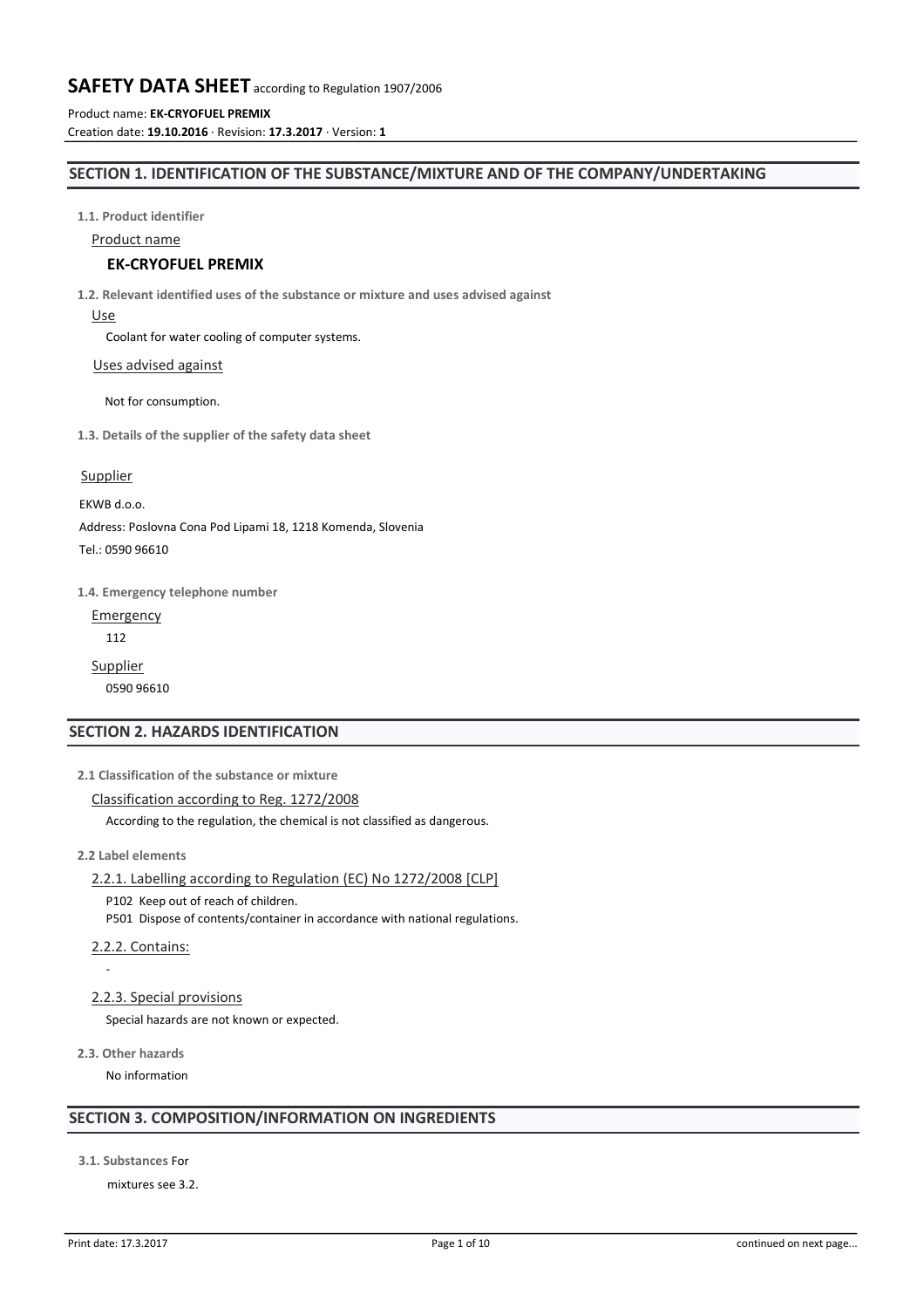# SAFETY DATA SHEET according to Regulation 1907/2006

Product name: **EK-CRYOFUEL PREMIX**

Creation date: **19.10.2016** · Revision: **17.3.2017** · Version: **1**

## SECTION 1. IDENTIFICATION OF THE SUBSTANCE/MIXTURE AND OF THE COMPANY/UNDERTAKING

**1.1. Product identifier**

Product name

**EK-CRYOFUEL PREMIX**

**1.2. Relevant identified uses of the substance or mixture and uses advised against**

Use

Coolant for water cooling of computer systems.

Uses advised against

Not for consumption.

**1.3. Details of the supplier of the safety data sheet**

Supplier

EKWB d.o.o.

Address: Poslovna Cona Pod Lipami 18, 1218 Komenda, Slovenia

Tel.: 0590 96610

**1.4. Emergency telephone number**

Emergency

112

Supplier

0590 96610

## SECTION 2. HAZARDS IDENTIFICATION

**2.1 Classification of the substance or mixture**

Classification according to Reg. 1272/2008

According to the regulation, the chemical is not classified as dangerous.

**2.2 Label elements**

2.2.1. Labelling according to Regulation (EC) No 1272/2008 [CLP]

P102 Keep out of reach of children.
P501 Dispose of contents/container in accordance with national regulations.

2.2.2. Contains:

-

2.2.3. Special provisions

Special hazards are not known or expected.

**2.3. Other hazards**

No information

## SECTION 3. COMPOSITION/INFORMATION ON INGREDIENTS

**3.1. Substances** For

mixtures see 3.2.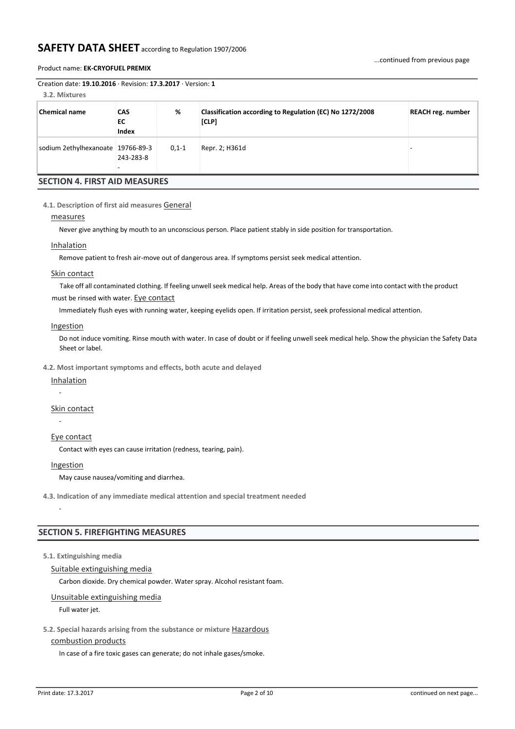Creation date: **19.10.2016** · Revision: **17.3.2017** · Version: **1**

**3.2. Mixtures**

| Chemical name | CAS<br>EC<br>Index | % | Classification according to Regulation (EC) No 1272/2008 [CLP] | REACH reg. number |
|---|---|---|---|---|
| sodium 2ethylhexanoate | 19766-89-3<br>243-283-8<br>- | 0,1-1 | Repr. 2; H361d | - |

## SECTION 4. FIRST AID MEASURES

**4.1. Description of first aid measures**

General measures

Never give anything by mouth to an unconscious person. Place patient stably in side position for transportation.

Inhalation

Remove patient to fresh air-move out of dangerous area. If symptoms persist seek medical attention.

Skin contact

Take off all contaminated clothing. If feeling unwell seek medical help. Areas of the body that have come into contact with the product must be rinsed with water.

Eye contact

Immediately flush eyes with running water, keeping eyelids open. If irritation persist, seek professional medical attention.

Ingestion

Do not induce vomiting. Rinse mouth with water. In case of doubt or if feeling unwell seek medical help. Show the physician the Safety Data Sheet or label.

**4.2. Most important symptoms and effects, both acute and delayed**

Inhalation

-

Skin contact

-

Eye contact

Contact with eyes can cause irritation (redness, tearing, pain).

Ingestion

May cause nausea/vomiting and diarrhea.

**4.3. Indication of any immediate medical attention and special treatment needed**

-

## SECTION 5. FIREFIGHTING MEASURES

**5.1. Extinguishing media**

Suitable extinguishing media

Carbon dioxide. Dry chemical powder. Water spray. Alcohol resistant foam.

Unsuitable extinguishing media

Full water jet.

**5.2. Special hazards arising from the substance or mixture**

Hazardous combustion products

In case of a fire toxic gases can generate; do not inhale gases/smoke.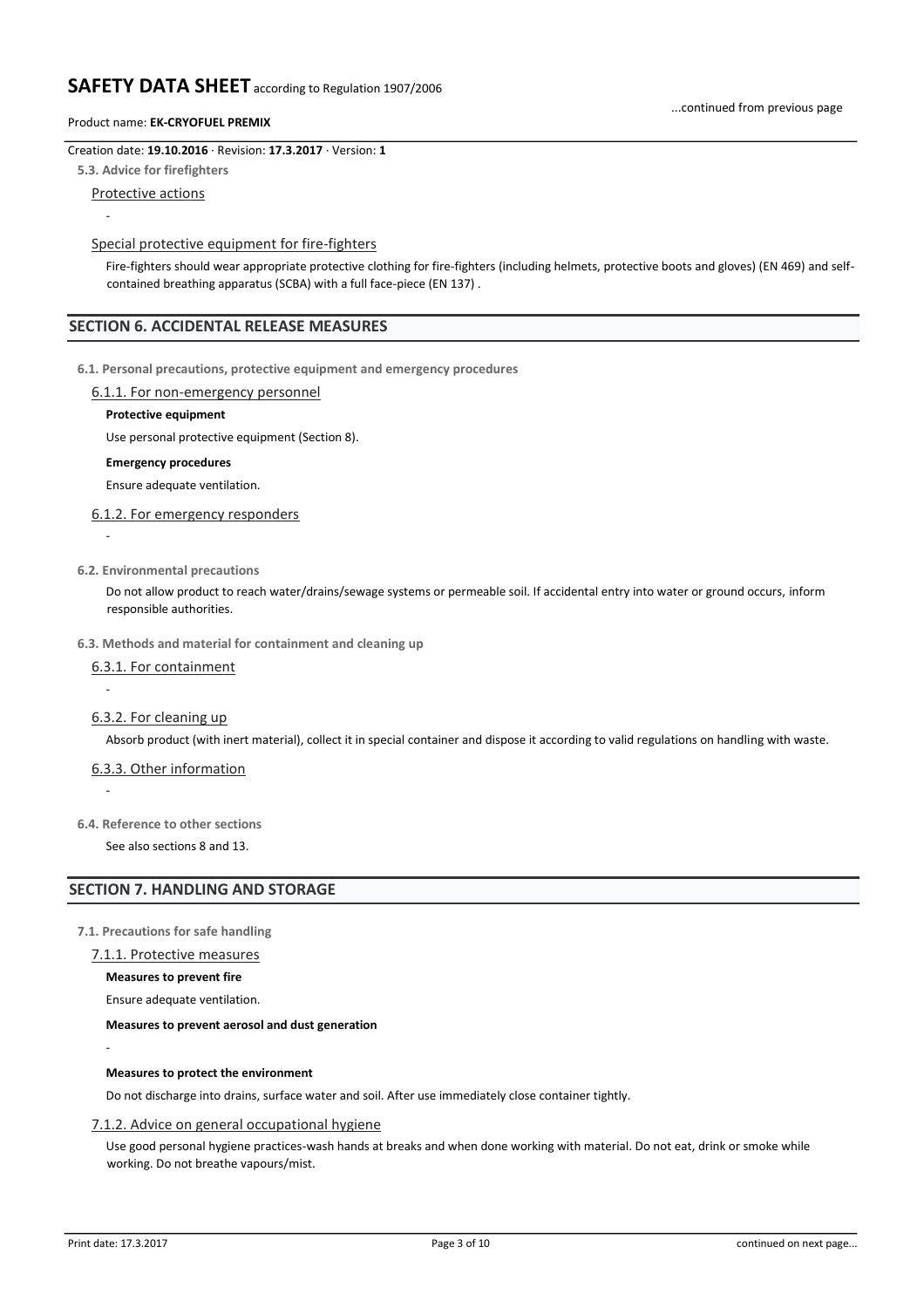Creation date: **19.10.2016** · Revision: **17.3.2017** · Version: **1**

**5.3. Advice for firefighters**

Protective actions

-

Special protective equipment for fire-fighters

Fire-fighters should wear appropriate protective clothing for fire-fighters (including helmets, protective boots and gloves) (EN 469) and self-contained breathing apparatus (SCBA) with a full face-piece (EN 137) .

## SECTION 6. ACCIDENTAL RELEASE MEASURES

**6.1. Personal precautions, protective equipment and emergency procedures**

6.1.1. For non-emergency personnel

**Protective equipment**

Use personal protective equipment (Section 8).

**Emergency procedures**

Ensure adequate ventilation.

6.1.2. For emergency responders

-

**6.2. Environmental precautions**

Do not allow product to reach water/drains/sewage systems or permeable soil. If accidental entry into water or ground occurs, inform responsible authorities.

**6.3. Methods and material for containment and cleaning up**

6.3.1. For containment

-

6.3.2. For cleaning up

Absorb product (with inert material), collect it in special container and dispose it according to valid regulations on handling with waste.

6.3.3. Other information

-

**6.4. Reference to other sections**

See also sections 8 and 13.

## SECTION 7. HANDLING AND STORAGE

**7.1. Precautions for safe handling**

7.1.1. Protective measures

**Measures to prevent fire**

Ensure adequate ventilation.

**Measures to prevent aerosol and dust generation**

-

**Measures to protect the environment**

Do not discharge into drains, surface water and soil. After use immediately close container tightly.

7.1.2. Advice on general occupational hygiene

Use good personal hygiene practices-wash hands at breaks and when done working with material. Do not eat, drink or smoke while working. Do not breathe vapours/mist.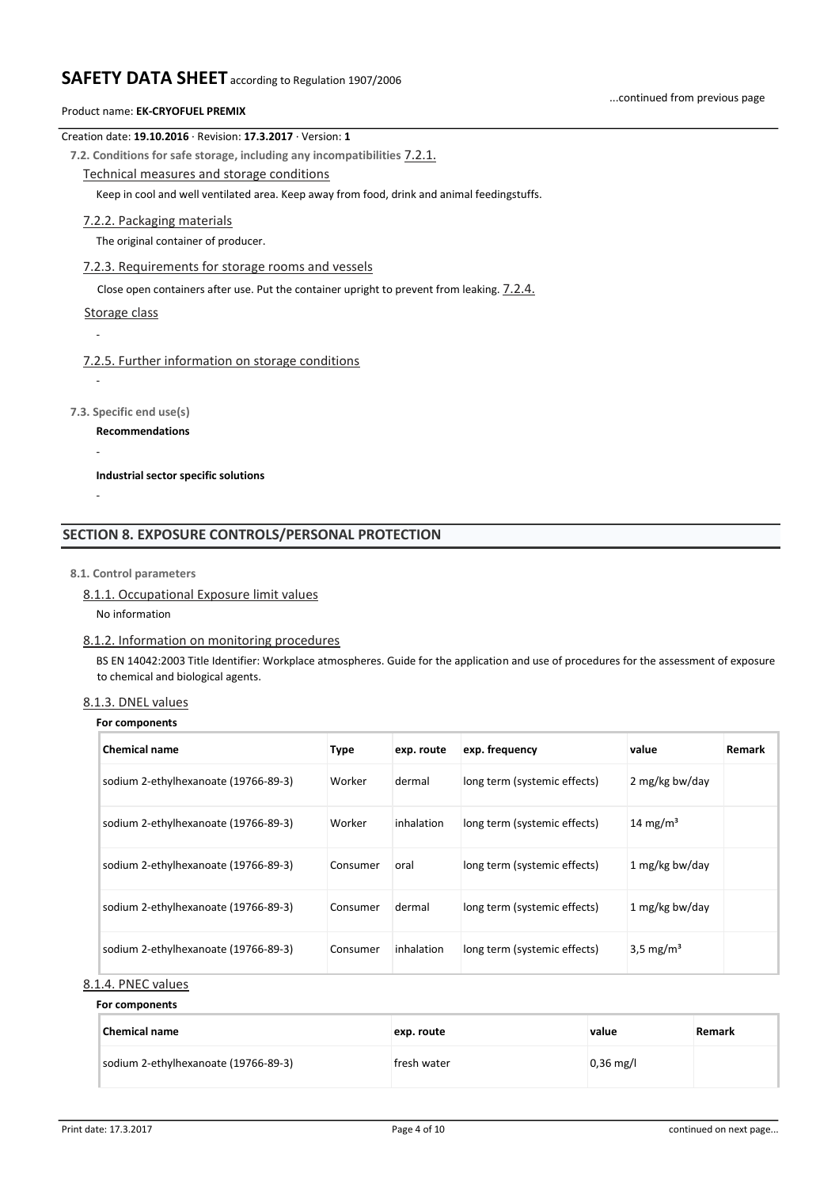Creation date: **19.10.2016** · Revision: **17.3.2017** · Version: **1**

**7.2. Conditions for safe storage, including any incompatibilities**

7.2.1. Technical measures and storage conditions

Keep in cool and well ventilated area. Keep away from food, drink and animal feedingstuffs.

7.2.2. Packaging materials

The original container of producer.

7.2.3. Requirements for storage rooms and vessels

Close open containers after use. Put the container upright to prevent from leaking.

7.2.4. Storage class

-

7.2.5. Further information on storage conditions

-

**7.3. Specific end use(s)**

**Recommendations**

-

**Industrial sector specific solutions**

-

## SECTION 8. EXPOSURE CONTROLS/PERSONAL PROTECTION

**8.1. Control parameters**

8.1.1. Occupational Exposure limit values

No information

8.1.2. Information on monitoring procedures

BS EN 14042:2003 Title Identifier: Workplace atmospheres. Guide for the application and use of procedures for the assessment of exposure to chemical and biological agents.

8.1.3. DNEL values

**For components**

| Chemical name | Type | exp. route | exp. frequency | value | Remark |
|---|---|---|---|---|---|
| sodium 2-ethylhexanoate (19766-89-3) | Worker | dermal | long term (systemic effects) | 2 mg/kg bw/day | |
| sodium 2-ethylhexanoate (19766-89-3) | Worker | inhalation | long term (systemic effects) | 14 mg/m³ | |
| sodium 2-ethylhexanoate (19766-89-3) | Consumer | oral | long term (systemic effects) | 1 mg/kg bw/day | |
| sodium 2-ethylhexanoate (19766-89-3) | Consumer | dermal | long term (systemic effects) | 1 mg/kg bw/day | |
| sodium 2-ethylhexanoate (19766-89-3) | Consumer | inhalation | long term (systemic effects) | 3,5 mg/m³ | |

8.1.4. PNEC values

**For components**

| Chemical name | exp. route | value | Remark |
|---|---|---|---|
| sodium 2-ethylhexanoate (19766-89-3) | fresh water | 0,36 mg/l | |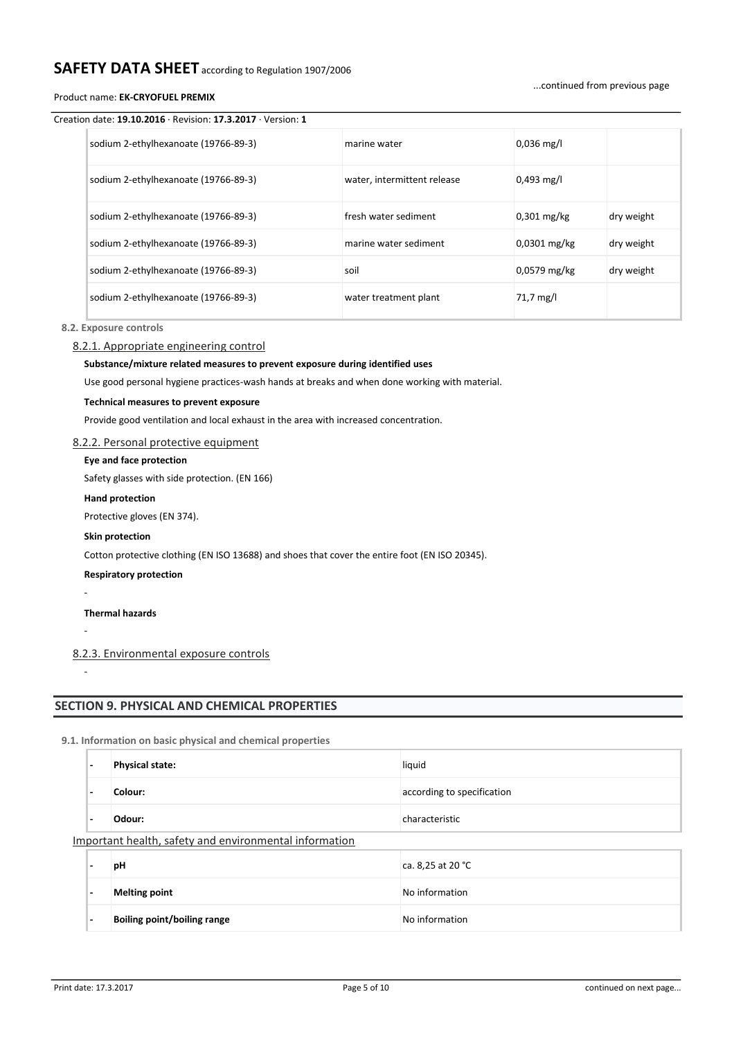| | | | |
|---|---|---|---|
| sodium 2-ethylhexanoate (19766-89-3) | marine water | 0,036 mg/l | |
| sodium 2-ethylhexanoate (19766-89-3) | water, intermittent release | 0,493 mg/l | |
| sodium 2-ethylhexanoate (19766-89-3) | fresh water sediment | 0,301 mg/kg | dry weight |
| sodium 2-ethylhexanoate (19766-89-3) | marine water sediment | 0,0301 mg/kg | dry weight |
| sodium 2-ethylhexanoate (19766-89-3) | soil | 0,0579 mg/kg | dry weight |
| sodium 2-ethylhexanoate (19766-89-3) | water treatment plant | 71,7 mg/l | |

### 8.2. Exposure controls

#### 8.2.1. Appropriate engineering control

**Substance/mixture related measures to prevent exposure during identified uses**

Use good personal hygiene practices-wash hands at breaks and when done working with material.

**Technical measures to prevent exposure**

Provide good ventilation and local exhaust in the area with increased concentration.

#### 8.2.2. Personal protective equipment

**Eye and face protection**

Safety glasses with side protection. (EN 166)

**Hand protection**

Protective gloves (EN 374).

**Skin protection**

Cotton protective clothing (EN ISO 13688) and shoes that cover the entire foot (EN ISO 20345).

**Respiratory protection**

-

**Thermal hazards**

-

#### 8.2.3. Environmental exposure controls

-

## SECTION 9. PHYSICAL AND CHEMICAL PROPERTIES

### 9.1. Information on basic physical and chemical properties

| | | |
|---|---|---|
| - | **Physical state:** | liquid |
| - | **Colour:** | according to specification |
| - | **Odour:** | characteristic |

Important health, safety and environmental information

| | | |
|---|---|---|
| - | **pH** | ca. 8,25 at 20 °C |
| - | **Melting point** | No information |
| - | **Boiling point/boiling range** | No information |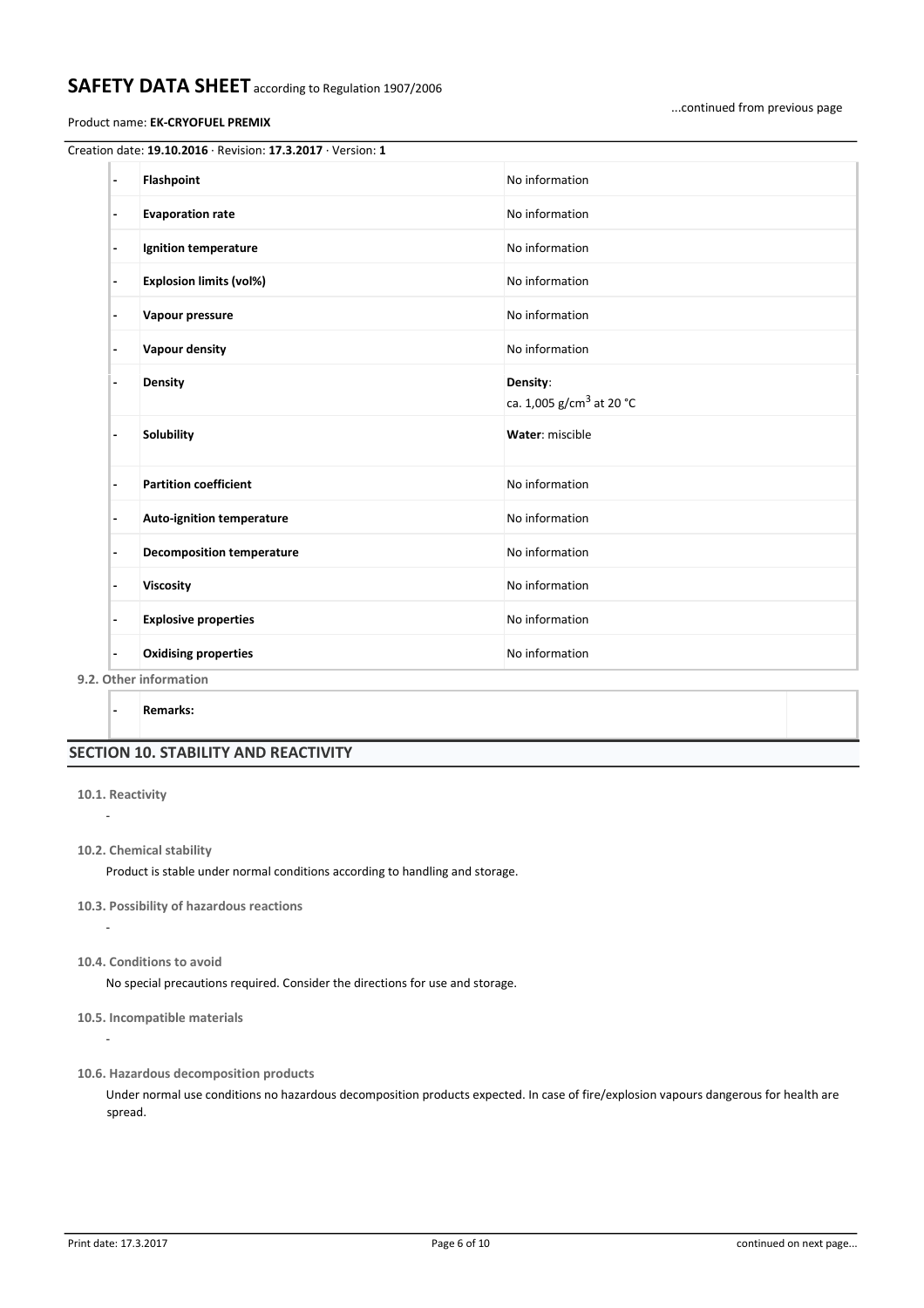Creation date: **19.10.2016** · Revision: **17.3.2017** · Version: **1**

| | | |
|---|---|---|
| - | **Flashpoint** | No information |
| - | **Evaporation rate** | No information |
| - | **Ignition temperature** | No information |
| - | **Explosion limits (vol%)** | No information |
| - | **Vapour pressure** | No information |
| - | **Vapour density** | No information |
| - | **Density** | **Density**: ca. 1,005 g/cm$^3$ at 20 °C |
| - | **Solubility** | **Water**: miscible |
| - | **Partition coefficient** | No information |
| - | **Auto-ignition temperature** | No information |
| - | **Decomposition temperature** | No information |
| - | **Viscosity** | No information |
| - | **Explosive properties** | No information |
| - | **Oxidising properties** | No information |

**9.2. Other information**

| | | |
|---|---|---|
| - | **Remarks:** | |

## SECTION 10. STABILITY AND REACTIVITY

**10.1. Reactivity**

-

**10.2. Chemical stability**

Product is stable under normal conditions according to handling and storage.

**10.3. Possibility of hazardous reactions**

-

**10.4. Conditions to avoid**

No special precautions required. Consider the directions for use and storage.

**10.5. Incompatible materials**

-

**10.6. Hazardous decomposition products**

Under normal use conditions no hazardous decomposition products expected. In case of fire/explosion vapours dangerous for health are spread.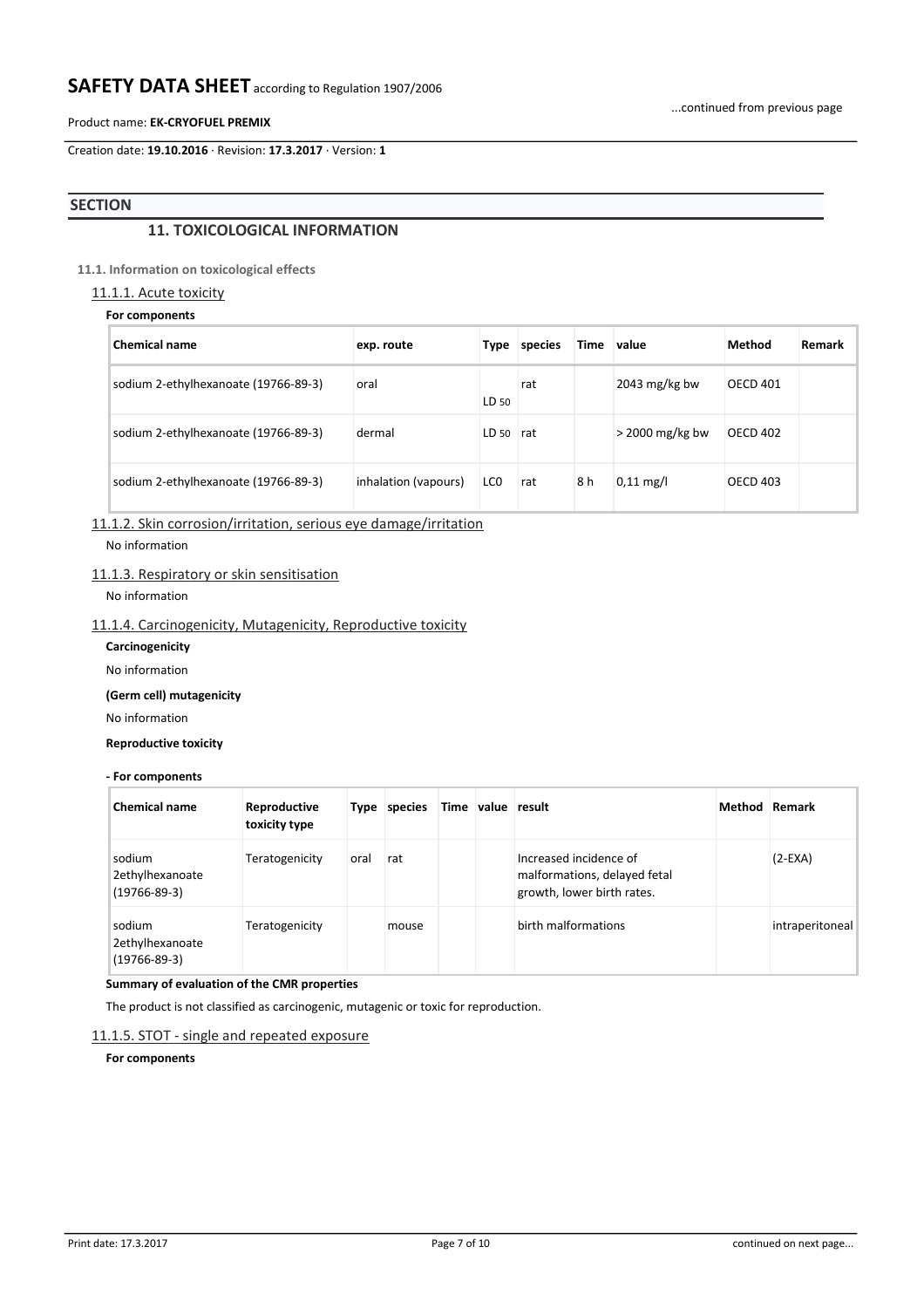## SECTION

### 11. TOXICOLOGICAL INFORMATION

**11.1. Information on toxicological effects**

11.1.1. Acute toxicity

**For components**

| Chemical name | exp. route | Type | species | Time | value | Method | Remark |
|---|---|---|---|---|---|---|---|
| sodium 2-ethylhexanoate (19766-89-3) | oral | $LD_{50}$ | rat | | 2043 mg/kg bw | OECD 401 | |
| sodium 2-ethylhexanoate (19766-89-3) | dermal | $LD_{50}$ | rat | | > 2000 mg/kg bw | OECD 402 | |
| sodium 2-ethylhexanoate (19766-89-3) | inhalation (vapours) | LC0 | rat | 8 h | 0,11 mg/l | OECD 403 | |

11.1.2. Skin corrosion/irritation, serious eye damage/irritation

No information

11.1.3. Respiratory or skin sensitisation

No information

11.1.4. Carcinogenicity, Mutagenicity, Reproductive toxicity

**Carcinogenicity**

No information

**(Germ cell) mutagenicity**

No information

**Reproductive toxicity**

**- For components**

| Chemical name | Reproductive toxicity type | Type | species | Time | value | result | Method | Remark |
|---|---|---|---|---|---|---|---|---|
| sodium 2ethylhexanoate (19766-89-3) | Teratogenicity | oral | rat | | | Increased incidence of malformations, delayed fetal growth, lower birth rates. | | (2-EXA) |
| sodium 2ethylhexanoate (19766-89-3) | Teratogenicity | | mouse | | | birth malformations | | intraperitoneal |

**Summary of evaluation of the CMR properties**

The product is not classified as carcinogenic, mutagenic or toxic for reproduction.

11.1.5. STOT - single and repeated exposure

**For components**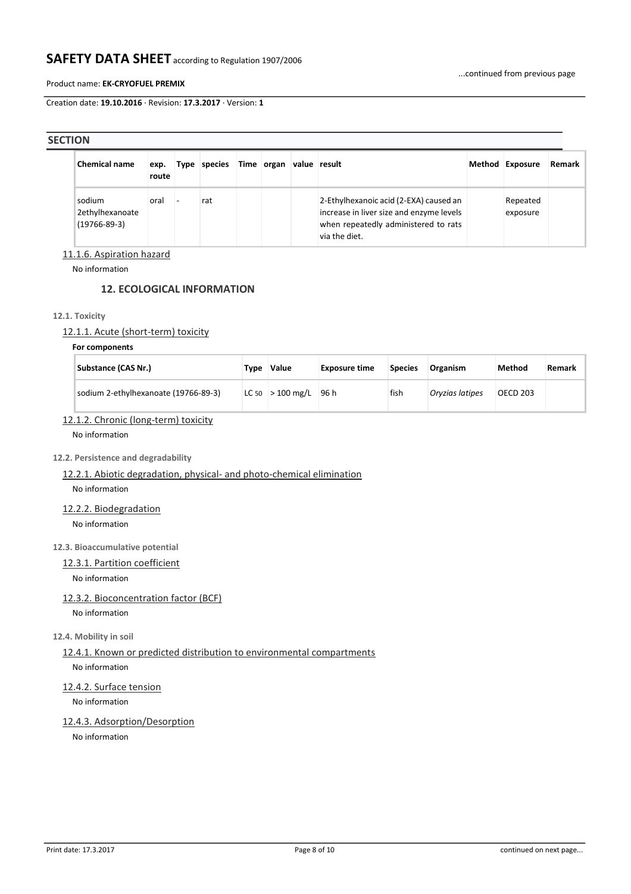## SECTION

| Chemical name | exp. route | Type | species | Time | organ | value | result | Method | Exposure | Remark |
|---|---|---|---|---|---|---|---|---|---|---|
| sodium 2ethylhexanoate (19766-89-3) | oral | - | rat | | | | 2-Ethylhexanoic acid (2-EXA) caused an increase in liver size and enzyme levels when repeatedly administered to rats via the diet. | | Repeated exposure | |

11.1.6. Aspiration hazard

No information

## 12. ECOLOGICAL INFORMATION

### 12.1. Toxicity

12.1.1. Acute (short-term) toxicity

**For components**

| Substance (CAS Nr.) | Type | Value | Exposure time | Species | Organism | Method | Remark |
|---|---|---|---|---|---|---|---|
| sodium 2-ethylhexanoate (19766-89-3) | $LC_{50}$ | > 100 mg/L | 96 h | fish | *Oryzias latipes* | OECD 203 | |

12.1.2. Chronic (long-term) toxicity

No information

### 12.2. Persistence and degradability

12.2.1. Abiotic degradation, physical- and photo-chemical elimination

No information

12.2.2. Biodegradation

No information

### 12.3. Bioaccumulative potential

12.3.1. Partition coefficient

No information

12.3.2. Bioconcentration factor (BCF)

No information

### 12.4. Mobility in soil

12.4.1. Known or predicted distribution to environmental compartments

No information

12.4.2. Surface tension

No information

12.4.3. Adsorption/Desorption

No information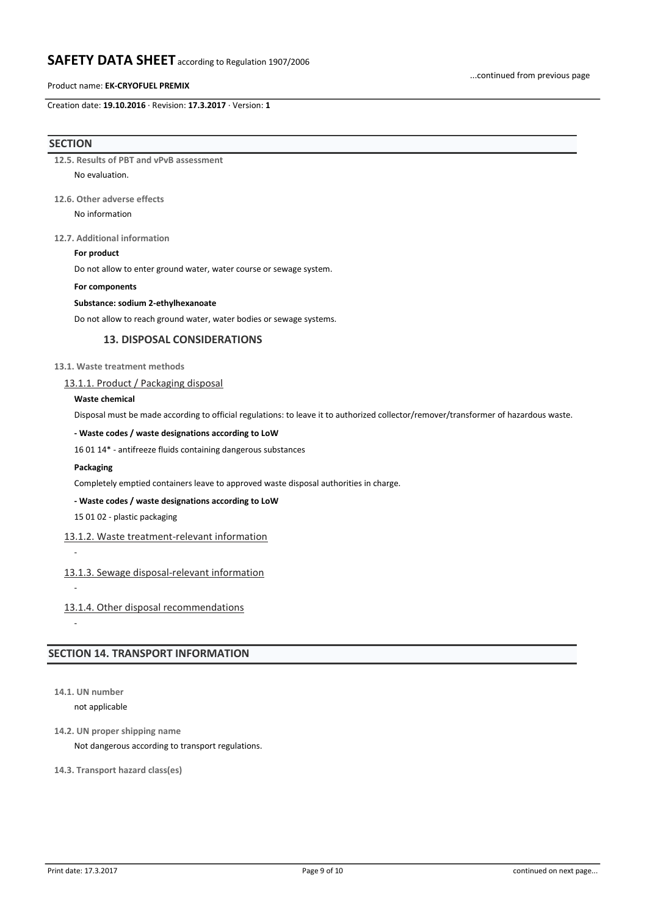## SECTION

**12.5. Results of PBT and vPvB assessment**

No evaluation.

**12.6. Other adverse effects**

No information

**12.7. Additional information**

**For product**

Do not allow to enter ground water, water course or sewage system.

**For components**

**Substance: sodium 2-ethylhexanoate**

Do not allow to reach ground water, water bodies or sewage systems.

### 13. DISPOSAL CONSIDERATIONS

**13.1. Waste treatment methods**

13.1.1. Product / Packaging disposal

**Waste chemical**

Disposal must be made according to official regulations: to leave it to authorized collector/remover/transformer of hazardous waste.

**- Waste codes / waste designations according to LoW**

16 01 14* - antifreeze fluids containing dangerous substances

**Packaging**

Completely emptied containers leave to approved waste disposal authorities in charge.

**- Waste codes / waste designations according to LoW**

15 01 02 - plastic packaging

13.1.2. Waste treatment-relevant information

-

13.1.3. Sewage disposal-relevant information

-

13.1.4. Other disposal recommendations

-

## SECTION 14. TRANSPORT INFORMATION

**14.1. UN number**

not applicable

**14.2. UN proper shipping name**

Not dangerous according to transport regulations.

**14.3. Transport hazard class(es)**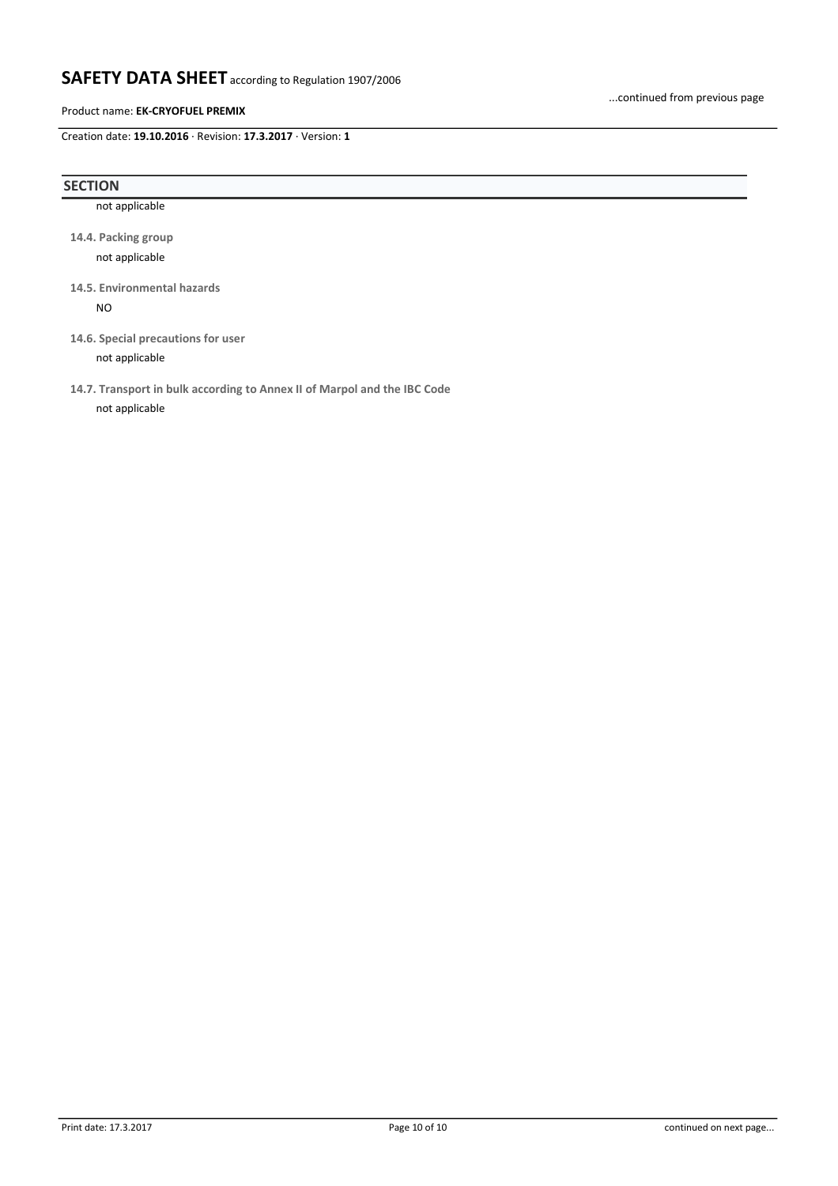## SECTION

not applicable

**14.4. Packing group**

not applicable

**14.5. Environmental hazards**

NO

**14.6. Special precautions for user**

not applicable

**14.7. Transport in bulk according to Annex II of Marpol and the IBC Code**

not applicable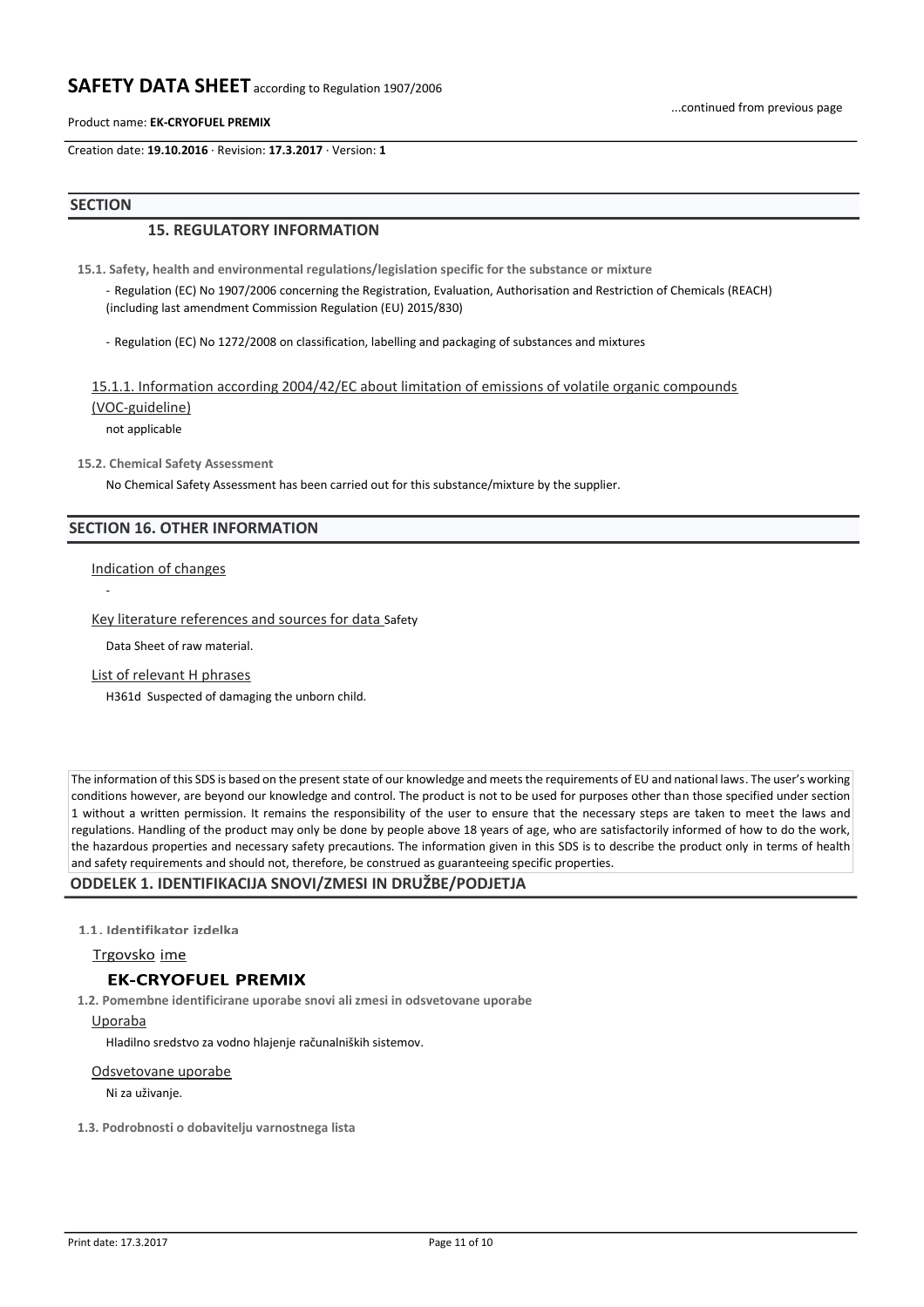## SECTION

### 15. REGULATORY INFORMATION

**15.1. Safety, health and environmental regulations/legislation specific for the substance or mixture**

- Regulation (EC) No 1907/2006 concerning the Registration, Evaluation, Authorisation and Restriction of Chemicals (REACH) (including last amendment Commission Regulation (EU) 2015/830)

- Regulation (EC) No 1272/2008 on classification, labelling and packaging of substances and mixtures

15.1.1. Information according 2004/42/EC about limitation of emissions of volatile organic compounds (VOC-guideline)

not applicable

**15.2. Chemical Safety Assessment**

No Chemical Safety Assessment has been carried out for this substance/mixture by the supplier.

## SECTION 16. OTHER INFORMATION

Indication of changes

-

Key literature references and sources for data Safety Data Sheet of raw material.

List of relevant H phrases

H361d Suspected of damaging the unborn child.

The information of this SDS is based on the present state of our knowledge and meets the requirements of EU and national laws. The user's working conditions however, are beyond our knowledge and control. The product is not to be used for purposes other than those specified under section 1 without a written permission. It remains the responsibility of the user to ensure that the necessary steps are taken to meet the laws and regulations. Handling of the product may only be done by people above 18 years of age, who are satisfactorily informed of how to do the work, the hazardous properties and necessary safety precautions. The information given in this SDS is to describe the product only in terms of health and safety requirements and should not, therefore, be construed as guaranteeing specific properties.

## ODDELEK 1. IDENTIFIKACIJA SNOVI/ZMESI IN DRUŽBE/PODJETJA

**1.1. Identifikator izdelka**

Trgovsko ime

**EK-CRYOFUEL PREMIX**

**1.2. Pomembne identificirane uporabe snovi ali zmesi in odsvetovane uporabe**

Uporaba

Hladilno sredstvo za vodno hlajenje računalniških sistemov.

Odsvetovane uporabe

Ni za uživanje.

**1.3. Podrobnosti o dobavitelju varnostnega lista**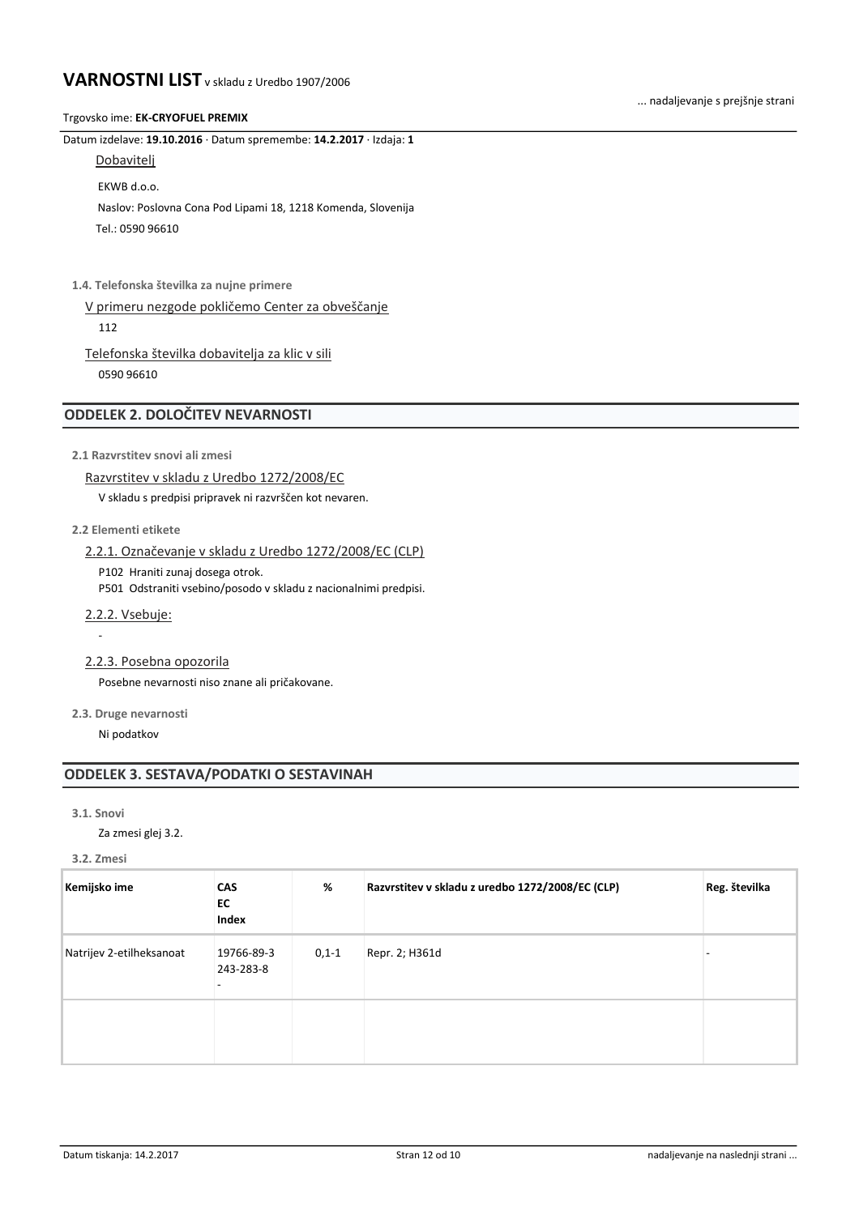Dobavitelj

EKWB d.o.o.

Naslov: Poslovna Cona Pod Lipami 18, 1218 Komenda, Slovenija

Tel.: 0590 96610

**1.4. Telefonska številka za nujne primere**

V primeru nezgode pokličemo Center za obveščanje

112

Telefonska številka dobavitelja za klic v sili

0590 96610

## ODDELEK 2. DOLOČITEV NEVARNOSTI

**2.1 Razvrstitev snovi ali zmesi**

Razvrstitev v skladu z Uredbo 1272/2008/EC

V skladu s predpisi pripravek ni razvrščen kot nevaren.

**2.2 Elementi etikete**

2.2.1. Označevanje v skladu z Uredbo 1272/2008/EC (CLP)

P102 Hraniti zunaj dosega otrok.
P501 Odstraniti vsebino/posodo v skladu z nacionalnimi predpisi.

2.2.2. Vsebuje:

-

2.2.3. Posebna opozorila

Posebne nevarnosti niso znane ali pričakovane.

**2.3. Druge nevarnosti**

Ni podatkov

## ODDELEK 3. SESTAVA/PODATKI O SESTAVINAH

**3.1. Snovi**

Za zmesi glej 3.2.

**3.2. Zmesi**

| Kemijsko ime | CAS<br>EC<br>Index | % | Razvrstitev v skladu z uredbo 1272/2008/EC (CLP) | Reg. številka |
|---|---|---|---|---|
| Natrijev 2-etilheksanoat | 19766-89-3<br>243-283-8<br>- | 0,1-1 | Repr. 2; H361d | - |
| | | | | |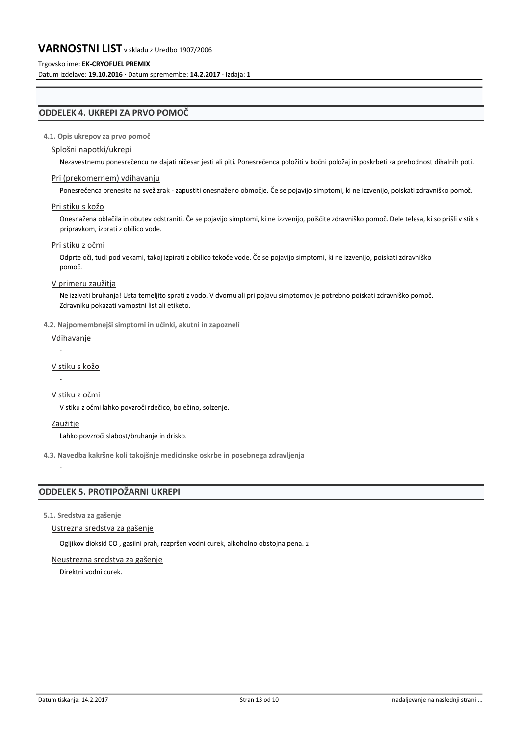## ODDELEK 4. UKREPI ZA PRVO POMOČ

#### 4.1. Opis ukrepov za prvo pomoč

Splošni napotki/ukrepi

Nezavestnemu ponesrečencu ne dajati ničesar jesti ali piti. Ponesrečenca položiti v bočni položaj in poskrbeti za prehodnost dihalnih poti.

Pri (prekomernem) vdihavanju

Ponesrečenca prenesite na svež zrak - zapustiti onesnaženo območje. Če se pojavijo simptomi, ki ne izzvenijo, poiskati zdravniško pomoč.

Pri stiku s kožo

Onesnažena oblačila in obutev odstraniti. Če se pojavijo simptomi, ki ne izzvenijo, poiščite zdravniško pomoč. Dele telesa, ki so prišli v stik s pripravkom, izprati z obilico vode.

Pri stiku z očmi

Odprte oči, tudi pod vekami, takoj izpirati z obilico tekoče vode. Če se pojavijo simptomi, ki ne izzvenijo, poiskati zdravniško pomoč.

V primeru zaužitja

Ne izzivati bruhanja! Usta temeljito sprati z vodo. V dvomu ali pri pojavu simptomov je potrebno poiskati zdravniško pomoč. Zdravniku pokazati varnostni list ali etiketo.

#### 4.2. Najpomembnejši simptomi in učinki, akutni in zapozneli

Vdihavanje

-

V stiku s kožo

-

V stiku z očmi

V stiku z očmi lahko povzroči rdečico, bolečino, solzenje.

Zaužitje

Lahko povzroči slabost/bruhanje in drisko.

#### 4.3. Navedba kakršne koli takojšnje medicinske oskrbe in posebnega zdravljenja

-

## ODDELEK 5. PROTIPOŽARNI UKREPI

#### 5.1. Sredstva za gašenje

Ustrezna sredstva za gašenje

Ogljikov dioksid $CO_2$, gasilni prah, razpršen vodni curek, alkoholno obstojna pena.

Neustrezna sredstva za gašenje

Direktni vodni curek.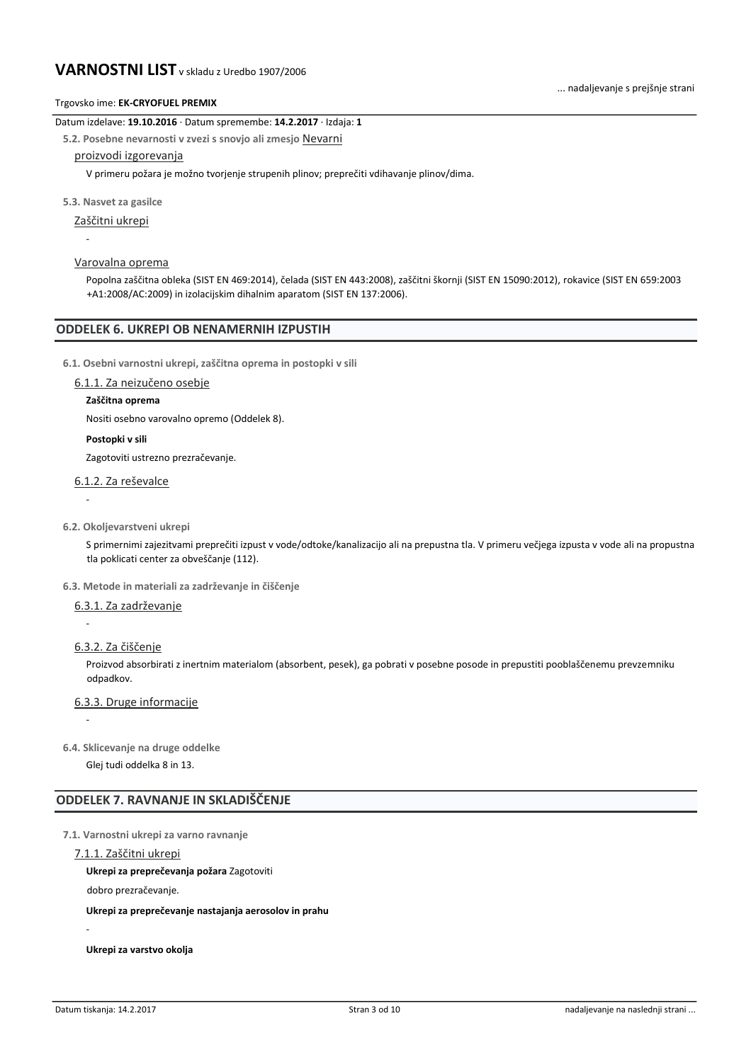Datum izdelave: **19.10.2016** · Datum spremembe: **14.2.2017** · Izdaja: **1**

**5.2. Posebne nevarnosti v zvezi s snovjo ali zmesjo** Nevarni proizvodi izgorevanja

V primeru požara je možno tvorjenje strupenih plinov; preprečiti vdihavanje plinov/dima.

**5.3. Nasvet za gasilce**

Zaščitni ukrepi

-

Varovalna oprema

Popolna zaščitna obleka (SIST EN 469:2014), čelada (SIST EN 443:2008), zaščitni škornji (SIST EN 15090:2012), rokavice (SIST EN 659:2003 +A1:2008/AC:2009) in izolacijskim dihalnim aparatom (SIST EN 137:2006).

## ODDELEK 6. UKREPI OB NENAMERNIH IZPUSTIH

**6.1. Osebni varnostni ukrepi, zaščitna oprema in postopki v sili**

6.1.1. Za neizučeno osebje

**Zaščitna oprema**

Nositi osebno varovalno opremo (Oddelek 8).

**Postopki v sili**

Zagotoviti ustrezno prezračevanje.

6.1.2. Za reševalce

-

**6.2. Okoljevarstveni ukrepi**

S primernimi zajezitvami preprečiti izpust v vode/odtoke/kanalizacijo ali na prepustna tla. V primeru večjega izpusta v vode ali na propustna tla poklicati center za obveščanje (112).

**6.3. Metode in materiali za zadrževanje in čiščenje**

6.3.1. Za zadrževanje

-

6.3.2. Za čiščenje

Proizvod absorbirati z inertnim materialom (absorbent, pesek), ga pobrati v posebne posode in prepustiti pooblaščenemu prevzemniku odpadkov.

6.3.3. Druge informacije

-

**6.4. Sklicevanje na druge oddelke**

Glej tudi oddelka 8 in 13.

## ODDELEK 7. RAVNANJE IN SKLADIŠČENJE

**7.1. Varnostni ukrepi za varno ravnanje**

7.1.1. Zaščitni ukrepi

**Ukrepi za preprečevanja požara** Zagotoviti dobro prezračevanje.

**Ukrepi za preprečevanje nastajanja aerosolov in prahu**

-

**Ukrepi za varstvo okolja**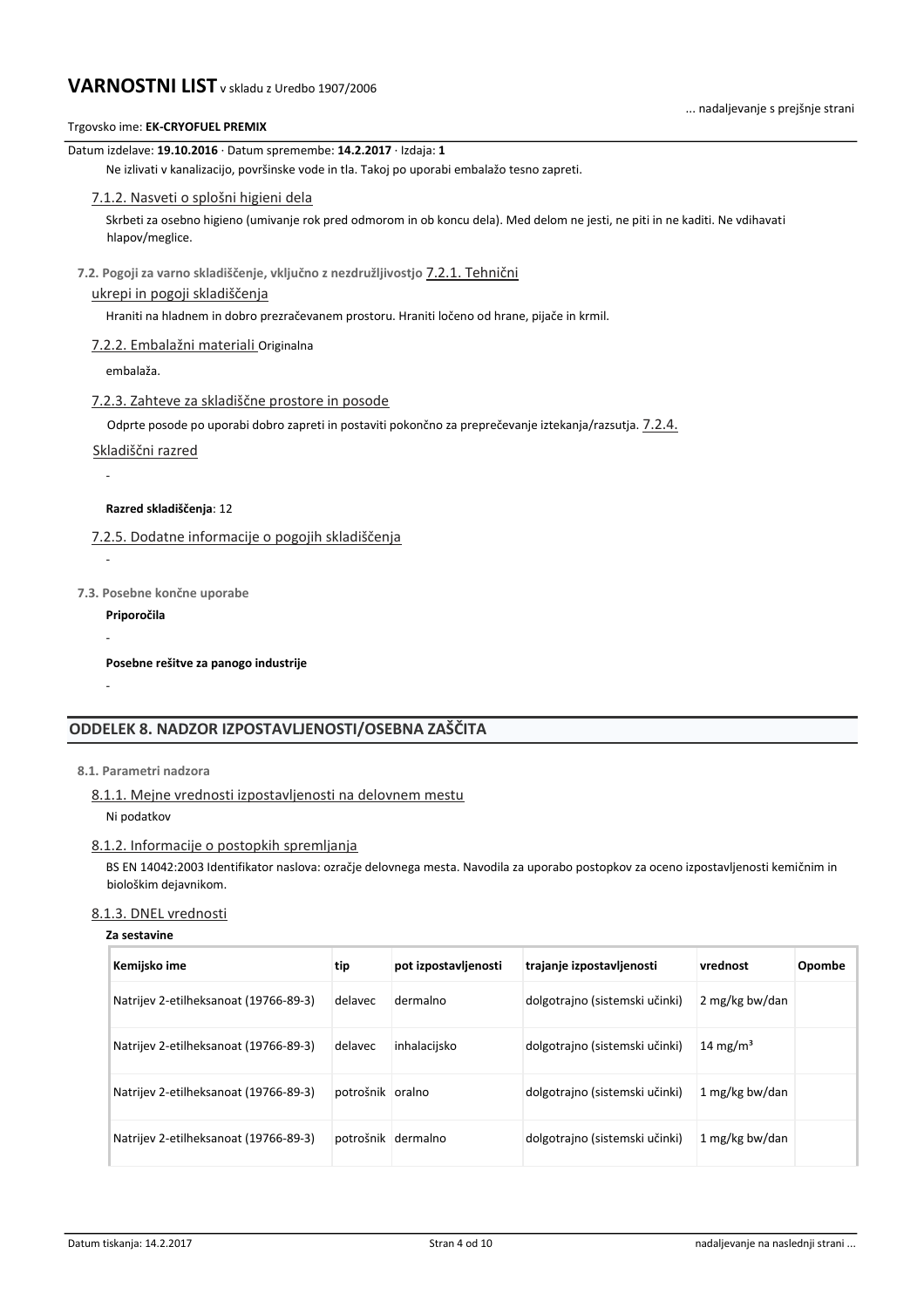Ne izlivati v kanalizacijo, površinske vode in tla. Takoj po uporabi embalažo tesno zapreti.

7.1.2. Nasveti o splošni higieni dela

Skrbeti za osebno higieno (umivanje rok pred odmorom in ob koncu dela). Med delom ne jesti, ne piti in ne kaditi. Ne vdihavati hlapov/meglice.

**7.2. Pogoji za varno skladiščenje, vključno z nezdružljivostjo** 7.2.1. Tehnični ukrepi in pogoji skladiščenja

Hraniti na hladnem in dobro prezračevanem prostoru. Hraniti ločeno od hrane, pijače in krmil.

7.2.2. Embalažni materiali Originalna embalaža.

7.2.3. Zahteve za skladiščne prostore in posode

Odprte posode po uporabi dobro zapreti in postaviti pokončno za preprečevanje iztekanja/razsutja. 7.2.4. Skladiščni razred

-

**Razred skladiščenja**: 12

7.2.5. Dodatne informacije o pogojih skladiščenja

-

**7.3. Posebne končne uporabe**

**Priporočila**

-

**Posebne rešitve za panogo industrije**

-

## ODDELEK 8. NADZOR IZPOSTAVLJENOSTI/OSEBNA ZAŠČITA

**8.1. Parametri nadzora**

8.1.1. Mejne vrednosti izpostavljenosti na delovnem mestu

Ni podatkov

8.1.2. Informacije o postopkih spremljanja

BS EN 14042:2003 Identifikator naslova: ozračje delovnega mesta. Navodila za uporabo postopkov za oceno izpostavljenosti kemičnim in biološkim dejavnikom.

8.1.3. DNEL vrednosti

**Za sestavine**

| Kemijsko ime | tip | pot izpostavljenosti | trajanje izpostavljenosti | vrednost | Opombe |
|---|---|---|---|---|---|
| Natrijev 2-etilheksanoat (19766-89-3) | delavec | dermalno | dolgotrajno (sistemski učinki) | 2 mg/kg bw/dan | |
| Natrijev 2-etilheksanoat (19766-89-3) | delavec | inhalacijsko | dolgotrajno (sistemski učinki) | 14 mg/m³ | |
| Natrijev 2-etilheksanoat (19766-89-3) | potrošnik | oralno | dolgotrajno (sistemski učinki) | 1 mg/kg bw/dan | |
| Natrijev 2-etilheksanoat (19766-89-3) | potrošnik | dermalno | dolgotrajno (sistemski učinki) | 1 mg/kg bw/dan | |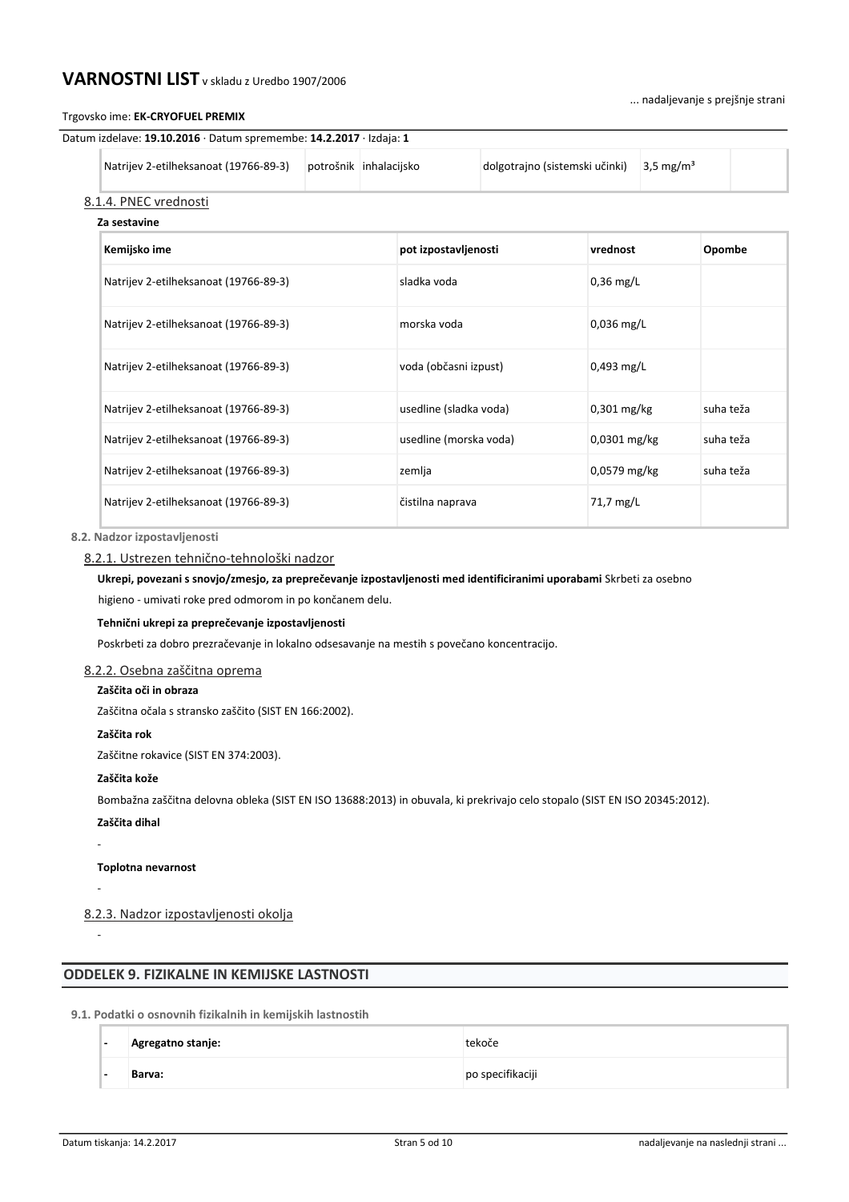| Natrijev 2-etilheksanoat (19766-89-3) | potrošnik | inhalacijsko | dolgotrajno (sistemski učinki) | 3,5 mg/m³ | |
|---|---|---|---|---|---|

### 8.1.4. PNEC vrednosti

**Za sestavine**

| Kemijsko ime | pot izpostavljenosti | vrednost | Opombe |
|---|---|---|---|
| Natrijev 2-etilheksanoat (19766-89-3) | sladka voda | 0,36 mg/L | |
| Natrijev 2-etilheksanoat (19766-89-3) | morska voda | 0,036 mg/L | |
| Natrijev 2-etilheksanoat (19766-89-3) | voda (občasni izpust) | 0,493 mg/L | |
| Natrijev 2-etilheksanoat (19766-89-3) | usedline (sladka voda) | 0,301 mg/kg | suha teža |
| Natrijev 2-etilheksanoat (19766-89-3) | usedline (morska voda) | 0,0301 mg/kg | suha teža |
| Natrijev 2-etilheksanoat (19766-89-3) | zemlja | 0,0579 mg/kg | suha teža |
| Natrijev 2-etilheksanoat (19766-89-3) | čistilna naprava | 71,7 mg/L | |

### 8.2. Nadzor izpostavljenosti

#### 8.2.1. Ustrezen tehnično-tehnološki nadzor

**Ukrepi, povezani s snovjo/zmesjo, za preprečevanje izpostavljenosti med identificiranimi uporabami** Skrbeti za osebno higieno - umivati roke pred odmorom in po končanem delu.

**Tehnični ukrepi za preprečevanje izpostavljenosti**

Poskrbeti za dobro prezračevanje in lokalno odsesavanje na mestih s povečano koncentracijo.

#### 8.2.2. Osebna zaščitna oprema

**Zaščita oči in obraza**

Zaščitna očala s stransko zaščito (SIST EN 166:2002).

**Zaščita rok**

Zaščitne rokavice (SIST EN 374:2003).

**Zaščita kože**

Bombažna zaščitna delovna obleka (SIST EN ISO 13688:2013) in obuvala, ki prekrivajo celo stopalo (SIST EN ISO 20345:2012).

**Zaščita dihal**

-

**Toplotna nevarnost**

-

#### 8.2.3. Nadzor izpostavljenosti okolja

-

## ODDELEK 9. FIZIKALNE IN KEMIJSKE LASTNOSTI

### 9.1. Podatki o osnovnih fizikalnih in kemijskih lastnostih

| | | |
|---|---|---|
| - | **Agregatno stanje:** | tekoče |
| - | **Barva:** | po specifikaciji |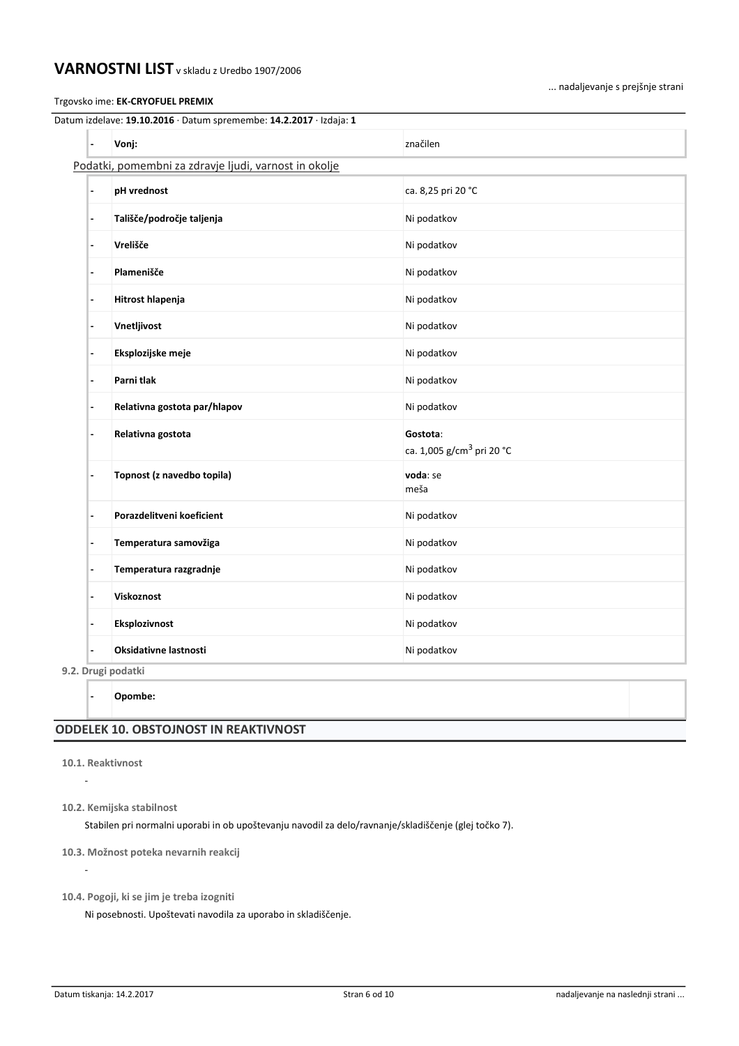| - | Vonj: | značilen |
|---|---|---|

Podatki, pomembni za zdravje ljudi, varnost in okolje

| - | Lastnost | Vrednost |
|---|---|---|
| - | **pH vrednost** | ca. 8,25 pri 20 °C |
| - | **Tališče/področje taljenja** | Ni podatkov |
| - | **Vrelišče** | Ni podatkov |
| - | **Plamenišče** | Ni podatkov |
| - | **Hitrost hlapenja** | Ni podatkov |
| - | **Vnetljivost** | Ni podatkov |
| - | **Eksplozijske meje** | Ni podatkov |
| - | **Parni tlak** | Ni podatkov |
| - | **Relativna gostota par/hlapov** | Ni podatkov |
| - | **Relativna gostota** | **Gostota**: ca. 1,005 g/cm$^3$ pri 20 °C |
| - | **Topnost (z navedbo topila)** | **voda**: se meša |
| - | **Porazdelitveni koeficient** | Ni podatkov |
| - | **Temperatura samovžiga** | Ni podatkov |
| - | **Temperatura razgradnje** | Ni podatkov |
| - | **Viskoznost** | Ni podatkov |
| - | **Eksplozivnost** | Ni podatkov |
| - | **Oksidativne lastnosti** | Ni podatkov |

**9.2. Drugi podatki**

| - | Opombe: | |
|---|---|---|

## ODDELEK 10. OBSTOJNOST IN REAKTIVNOST

**10.1. Reaktivnost**

-

**10.2. Kemijska stabilnost**

Stabilen pri normalni uporabi in ob upoštevanju navodil za delo/ravnanje/skladiščenje (glej točko 7).

**10.3. Možnost poteka nevarnih reakcij**

-

**10.4. Pogoji, ki se jim je treba izogniti**

Ni posebnosti. Upoštevati navodila za uporabo in skladiščenje.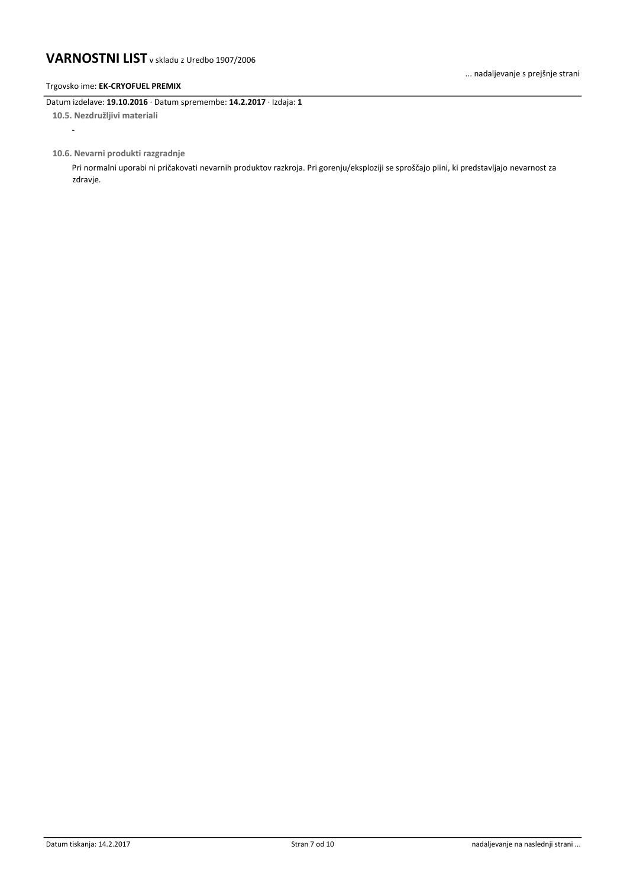### 10.5. Nezdružljivi materiali

-

### 10.6. Nevarni produkti razgradnje

Pri normalni uporabi ni pričakovati nevarnih produktov razkroja. Pri gorenju/eksploziji se sproščajo plini, ki predstavljajo nevarnost za zdravje.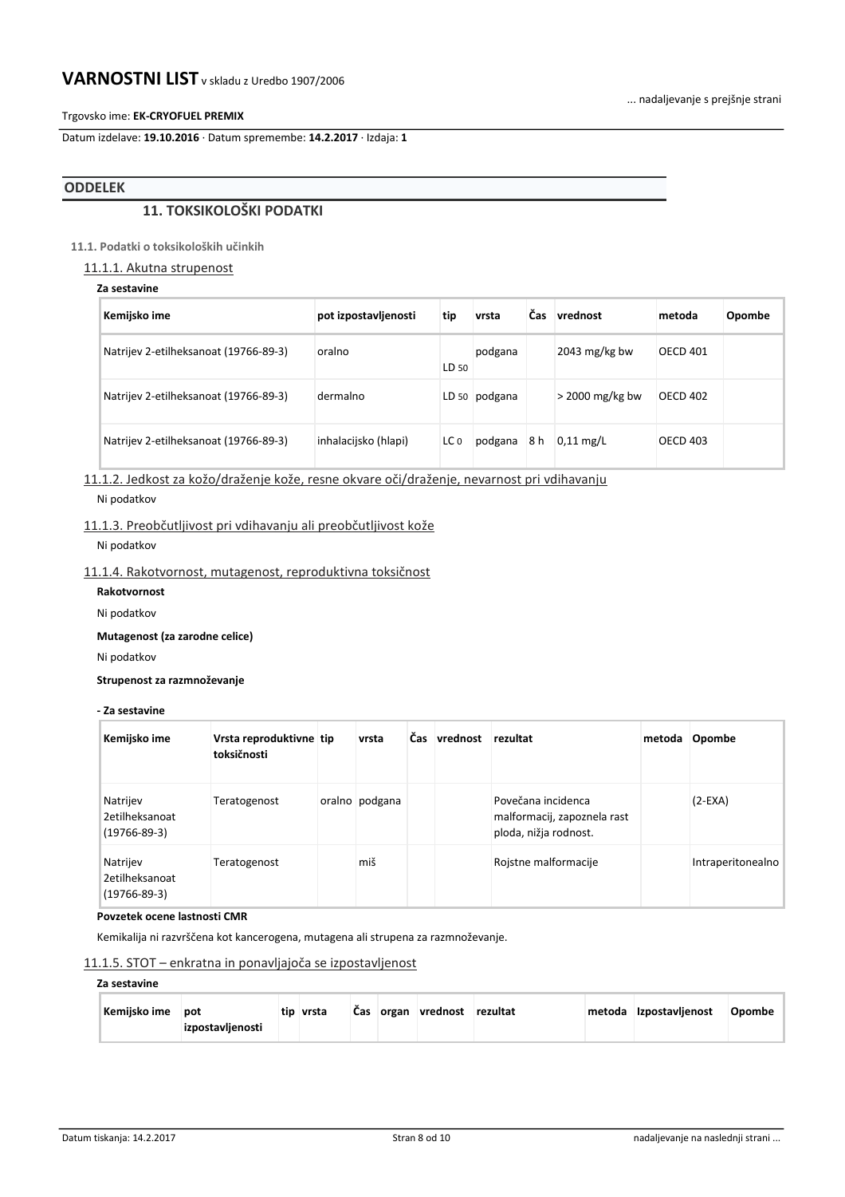## ODDELEK

### 11. TOKSIKOLOŠKI PODATKI

**11.1. Podatki o toksikoloških učinkih**

#### 11.1.1. Akutna strupenost

**Za sestavine**

| Kemijsko ime | pot izpostavljenosti | tip | vrsta | Čas | vrednost | metoda | Opombe |
|---|---|---|---|---|---|---|---|
| Natrijev 2-etilheksanoat (19766-89-3) | oralno | $LD_{50}$ | podgana | | 2043 mg/kg bw | OECD 401 | |
| Natrijev 2-etilheksanoat (19766-89-3) | dermalno | $LD_{50}$ | podgana | | > 2000 mg/kg bw | OECD 402 | |
| Natrijev 2-etilheksanoat (19766-89-3) | inhalacijsko (hlapi) | $LC_0$ | podgana | 8 h | 0,11 mg/L | OECD 403 | |

#### 11.1.2. Jedkost za kožo/draženje kože, resne okvare oči/draženje, nevarnost pri vdihavanju

Ni podatkov

#### 11.1.3. Preobčutljivost pri vdihavanju ali preobčutljivost kože

Ni podatkov

#### 11.1.4. Rakotvornost, mutagenost, reproduktivna toksičnost

**Rakotvornost**

Ni podatkov

**Mutagenost (za zarodne celice)**

Ni podatkov

**Strupenost za razmnoževanje**

**- Za sestavine**

| Kemijsko ime | Vrsta reproduktivne toksičnosti | tip | vrsta | Čas | vrednost | rezultat | metoda | Opombe |
|---|---|---|---|---|---|---|---|---|
| Natrijev 2etilheksanoat (19766-89-3) | Teratogenost | oralno | podgana | | | Povečana incidenca malformacij, zapoznela rast ploda, nižja rodnost. | | (2-EXA) |
| Natrijev 2etilheksanoat (19766-89-3) | Teratogenost | | miš | | | Rojstne malformacije | | Intraperitonealno |

**Povzetek ocene lastnosti CMR**

Kemikalija ni razvrščena kot kancerogena, mutagena ali strupena za razmnoževanje.

#### 11.1.5. STOT – enkratna in ponavljajoča se izpostavljenost

**Za sestavine**

| Kemijsko ime | pot izpostavljenosti | tip | vrsta | Čas | organ | vrednost | rezultat | metoda | Izpostavljenost | Opombe |
|---|---|---|---|---|---|---|---|---|---|---|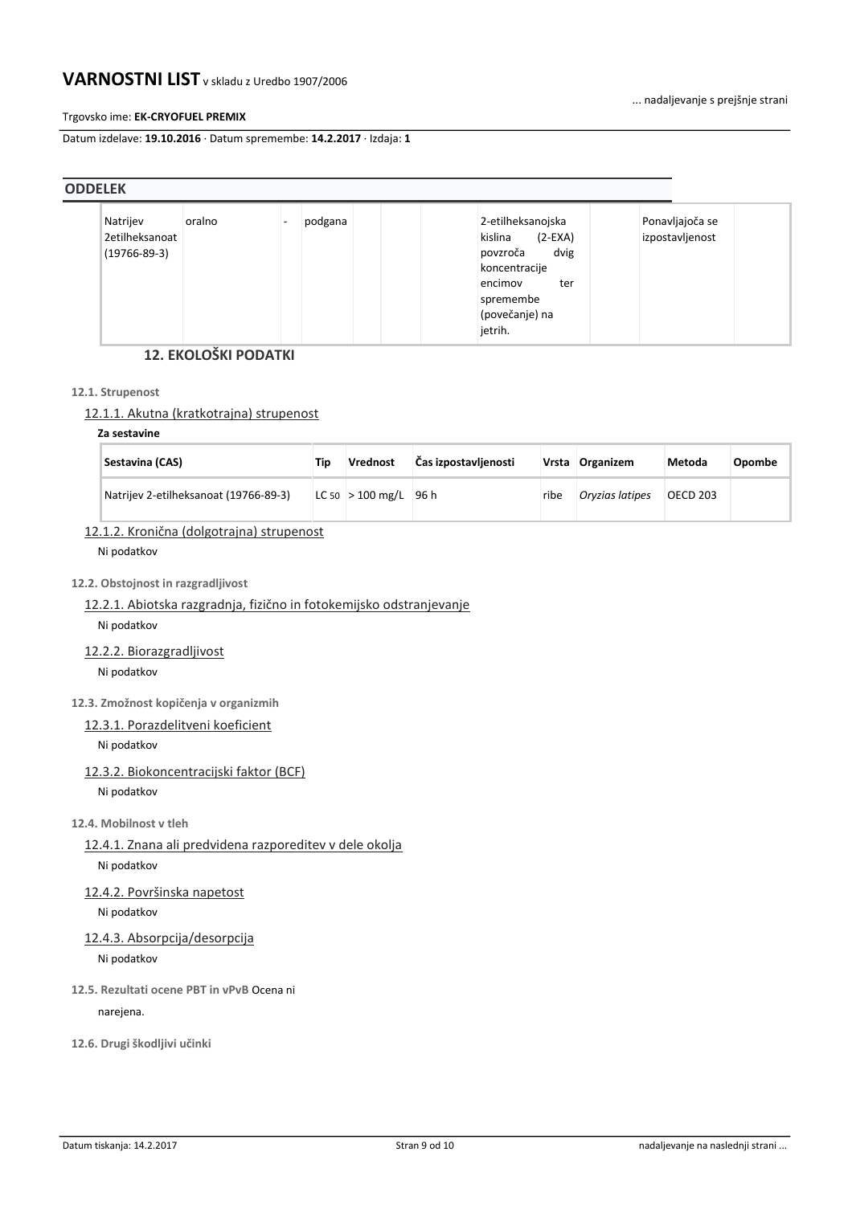## ODDELEK

| | | | | | | | | | | |
|---|---|---|---|---|---|---|---|---|---|---|
| Natrijev 2etilheksanoat (19766-89-3) | oralno | - | podgana | | | | 2-etilheksanojska kislina (2-EXA) povzroča dvig koncentracije encimov ter spremembe (povečanje) na jetrih. | | Ponavljajoča se izpostavljenost | |

## 12. EKOLOŠKI PODATKI

### 12.1. Strupenost

#### 12.1.1. Akutna (kratkotrajna) strupenost

**Za sestavine**

| Sestavina (CAS) | Tip | Vrednost | Čas izpostavljenosti | Vrsta | Organizem | Metoda | Opombe |
|---|---|---|---|---|---|---|---|
| Natrijev 2-etilheksanoat (19766-89-3) | $LC_{50}$ | > 100 mg/L | 96 h | ribe | *Oryzias latipes* | OECD 203 | |

#### 12.1.2. Kronična (dolgotrajna) strupenost

Ni podatkov

### 12.2. Obstojnost in razgradljivost

#### 12.2.1. Abiotska razgradnja, fizično in fotokemijsko odstranjevanje

Ni podatkov

#### 12.2.2. Biorazgradljivost

Ni podatkov

### 12.3. Zmožnost kopičenja v organizmih

#### 12.3.1. Porazdelitveni koeficient

Ni podatkov

#### 12.3.2. Biokoncentracijski faktor (BCF)

Ni podatkov

### 12.4. Mobilnost v tleh

#### 12.4.1. Znana ali predvidena razporeditev v dele okolja

Ni podatkov

#### 12.4.2. Površinska napetost

Ni podatkov

#### 12.4.3. Absorpcija/desorpcija

Ni podatkov

### 12.5. Rezultati ocene PBT in vPvB

Ocena ni narejena.

### 12.6. Drugi škodljivi učinki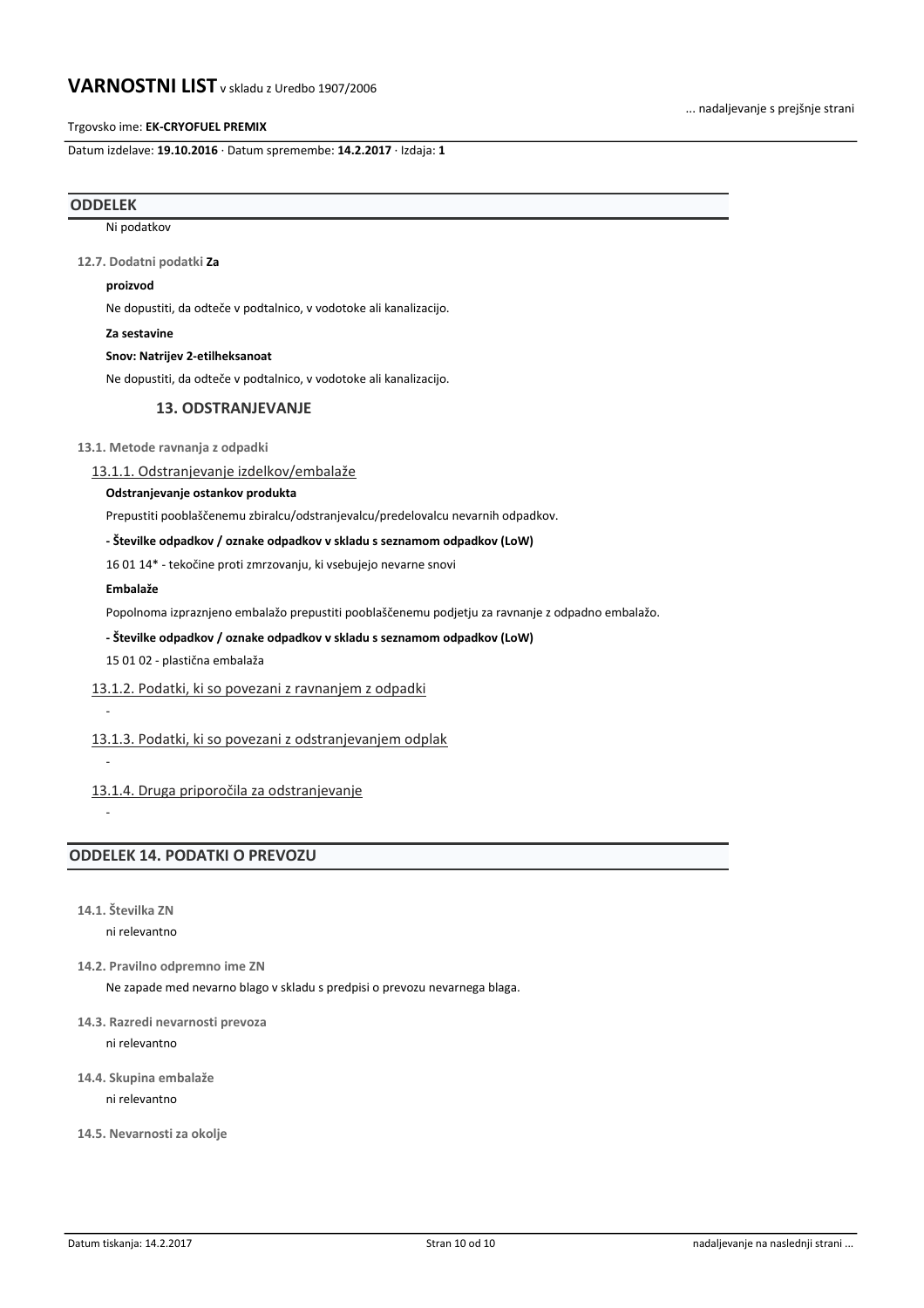## ODDELEK

Ni podatkov

**12.7. Dodatni podatki Za proizvod**

Ne dopustiti, da odteče v podtalnico, v vodotoke ali kanalizacijo.

**Za sestavine**

**Snov: Natrijev 2-etilheksanoat**

Ne dopustiti, da odteče v podtalnico, v vodotoke ali kanalizacijo.

## 13. ODSTRANJEVANJE

**13.1. Metode ravnanja z odpadki**

13.1.1. Odstranjevanje izdelkov/embalaže

**Odstranjevanje ostankov produkta**

Prepustiti pooblaščenemu zbiralcu/odstranjevalcu/predelovalcu nevarnih odpadkov.

**- Številke odpadkov / oznake odpadkov v skladu s seznamom odpadkov (LoW)**

16 01 14* - tekočine proti zmrzovanju, ki vsebujejo nevarne snovi

**Embalaže**

Popolnoma izpraznjeno embalažo prepustiti pooblaščenemu podjetju za ravnanje z odpadno embalažo.

**- Številke odpadkov / oznake odpadkov v skladu s seznamom odpadkov (LoW)**

15 01 02 - plastična embalaža

13.1.2. Podatki, ki so povezani z ravnanjem z odpadki

-

13.1.3. Podatki, ki so povezani z odstranjevanjem odplak

-

13.1.4. Druga priporočila za odstranjevanje

-

## ODDELEK 14. PODATKI O PREVOZU

**14.1. Številka ZN**

ni relevantno

**14.2. Pravilno odpremno ime ZN**

Ne zapade med nevarno blago v skladu s predpisi o prevozu nevarnega blaga.

**14.3. Razredi nevarnosti prevoza**

ni relevantno

**14.4. Skupina embalaže**

ni relevantno

**14.5. Nevarnosti za okolje**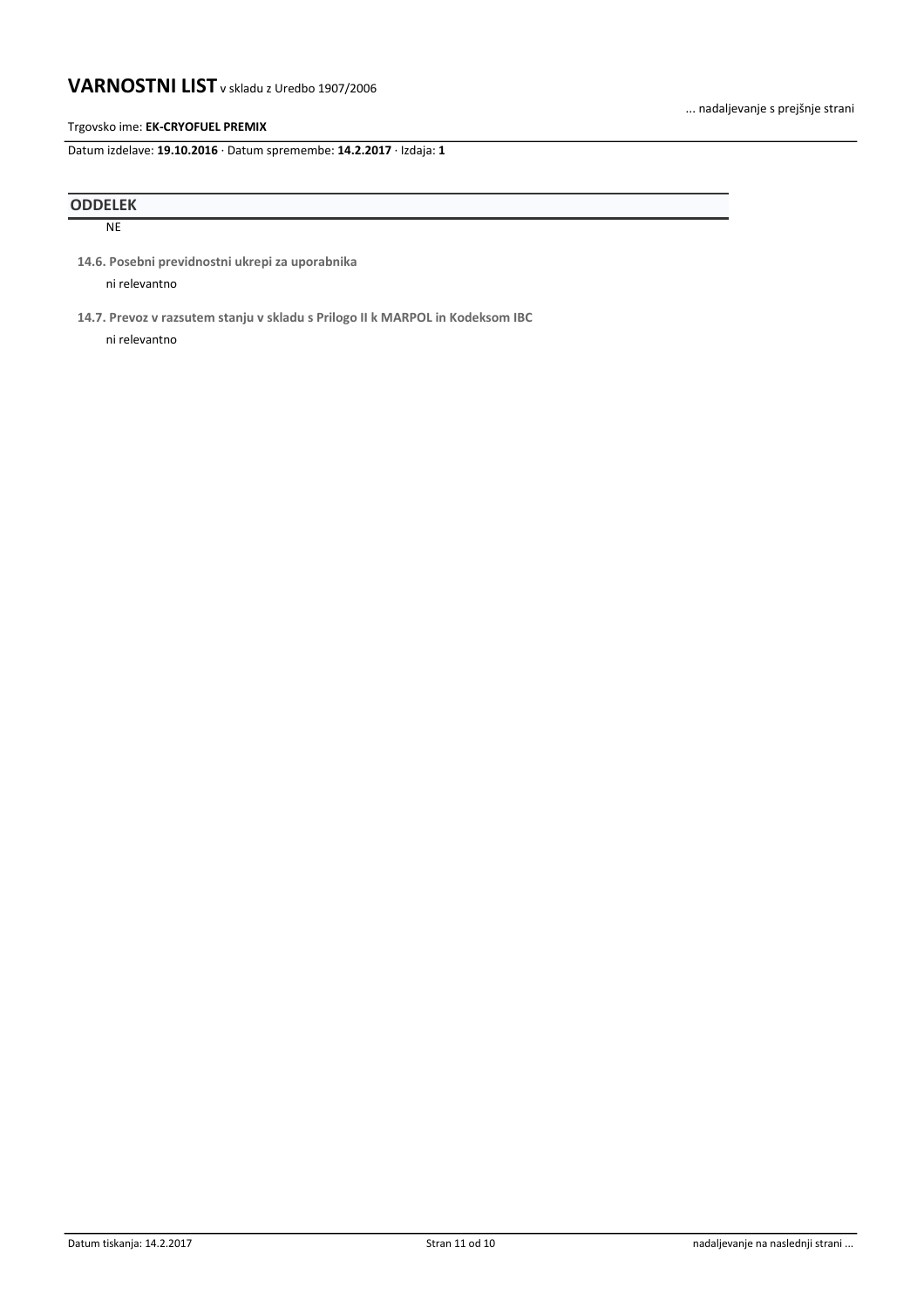## ODDELEK

NE

**14.6. Posebni previdnostni ukrepi za uporabnika**

ni relevantno

**14.7. Prevoz v razsutem stanju v skladu s Prilogo II k MARPOL in Kodeksom IBC**

ni relevantno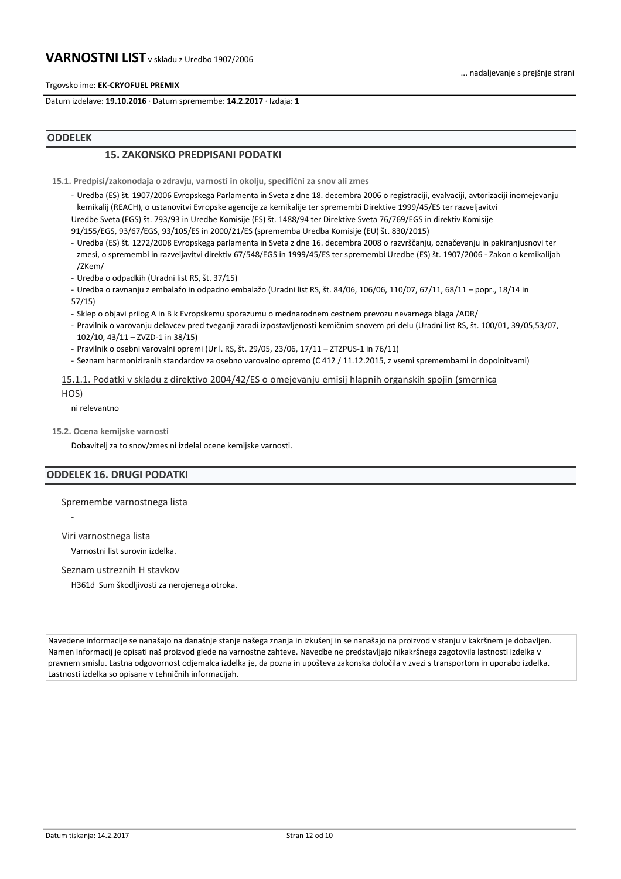## ODDELEK 15. ZAKONSKO PREDPISANI PODATKI

**15.1. Predpisi/zakonodaja o zdravju, varnosti in okolju, specifični za snov ali zmes**

- Uredba (ES) št. 1907/2006 Evropskega Parlamenta in Sveta z dne 18. decembra 2006 o registraciji, evalvaciji, avtorizaciji inomejevanju kemikalij (REACH), o ustanovitvi Evropske agencije za kemikalije ter spremembi Direktive 1999/45/ES ter razveljavitvi Uredbe Sveta (EGS) št. 793/93 in Uredbe Komisije (ES) št. 1488/94 ter Direktive Sveta 76/769/EGS in direktiv Komisije 91/155/EGS, 93/67/EGS, 93/105/ES in 2000/21/ES (sprememba Uredba Komisije (EU) št. 830/2015)
- Uredba (ES) št. 1272/2008 Evropskega parlamenta in Sveta z dne 16. decembra 2008 o razvrščanju, označevanju in pakiranjusnovi ter zmesi, o spremembi in razveljavitvi direktiv 67/548/EGS in 1999/45/ES ter spremembi Uredbe (ES) št. 1907/2006 - Zakon o kemikalijah /ZKem/
- Uredba o odpadkih (Uradni list RS, št. 37/15)
- Uredba o ravnanju z embalažo in odpadno embalažo (Uradni list RS, št. 84/06, 106/06, 110/07, 67/11, 68/11 – popr., 18/14 in 57/15)
- Sklep o objavi prilog A in B k Evropskemu sporazumu o mednarodnem cestnem prevozu nevarnega blaga /ADR/
- Pravilnik o varovanju delavcev pred tveganji zaradi izpostavljenosti kemičnim snovem pri delu (Uradni list RS, št. 100/01, 39/05,53/07, 102/10, 43/11 – ZVZD-1 in 38/15)
- Pravilnik o osebni varovalni opremi (Ur l. RS, št. 29/05, 23/06, 17/11 – ZTZPUS-1 in 76/11)
- Seznam harmoniziranih standardov za osebno varovalno opremo (C 412 / 11.12.2015, z vsemi spremembami in dopolnitvami)

15.1.1. Podatki v skladu z direktivo 2004/42/ES o omejevanju emisij hlapnih organskih spojin (smernica HOS)

ni relevantno

**15.2. Ocena kemijske varnosti**

Dobavitelj za to snov/zmes ni izdelal ocene kemijske varnosti.

## ODDELEK 16. DRUGI PODATKI

Spremembe varnostnega lista

-

Viri varnostnega lista

Varnostni list surovin izdelka.

Seznam ustreznih H stavkov

H361d Sum škodljivosti za nerojenega otroka.

Navedene informacije se nanašajo na današnje stanje našega znanja in izkušenj in se nanašajo na proizvod v stanju v kakršnem je dobavljen. Namen informacij je opisati naš proizvod glede na varnostne zahteve. Navedbe ne predstavljajo nikakršnega zagotovila lastnosti izdelka v pravnem smislu. Lastna odgovornost odjemalca izdelka je, da pozna in upošteva zakonska določila v zvezi s transportom in uporabo izdelka. Lastnosti izdelka so opisane v tehničnih informacijah.